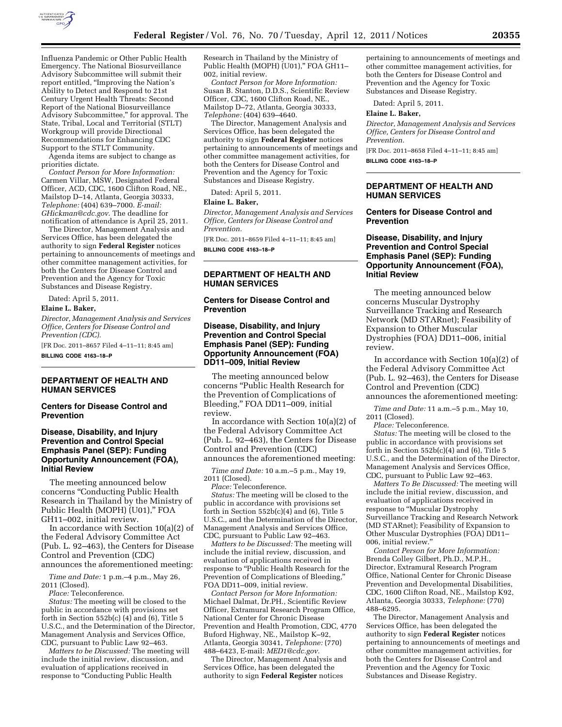Influenza Pandemic or Other Public Health Emergency. The National Biosurveillance Advisory Subcommittee will submit their report entitled, "Improving the Nation's Ability to Detect and Respond to 21st Century Urgent Health Threats: Second Report of the National Biosurveillance Advisory Subcommittee," for approval. The State, Tribal, Local and Territorial (STLT) Workgroup will provide Directional Recommendations for Enhancing CDC Support to the STLT Community.

Agenda items are subject to change as priorities dictate.

*Contact Person for More Information:* Carmen Villar, MSW, Designated Federal Officer, ACD, CDC, 1600 Clifton Road, NE., Mailstop D–14, Atlanta, Georgia 30333, *Telephone:* (404) 639–7000. *E-mail: GHickman@cdc.gov.* The deadline for notification of attendance is April 25, 2011.

The Director, Management Analysis and Services Office, has been delegated the authority to sign **Federal Register** notices pertaining to announcements of meetings and other committee management activities, for both the Centers for Disease Control and Prevention and the Agency for Toxic Substances and Disease Registry.

Dated: April 5, 2011.

**Elaine L. Baker,**

*Director, Management Analysis and Services Office, Centers for Disease Control and Prevention (CDC).*

[FR Doc. 2011–8657 Filed 4–11–11; 8:45 am]

**BILLING CODE 4163–18–P**

## DEPARTMENT OF HEALTH AND HUMAN SERVICES

### Centers for Disease Control and Prevention

### Disease, Disability, and Injury Prevention and Control Special Emphasis Panel (SEP): Funding Opportunity Announcement (FOA), Initial Review

The meeting announced below concerns "Conducting Public Health Research in Thailand by the Ministry of Public Health (MOPH) (U01)," FOA GH11–002, initial review.

In accordance with Section 10(a)(2) of the Federal Advisory Committee Act (Pub. L. 92–463), the Centers for Disease Control and Prevention (CDC) announces the aforementioned meeting:

*Time and Date:* 1 p.m.–4 p.m., May 26, 2011 (Closed).

*Place:* Teleconference.

*Status:* The meeting will be closed to the public in accordance with provisions set forth in Section 552b(c) (4) and (6), Title 5 U.S.C., and the Determination of the Director, Management Analysis and Services Office, CDC, pursuant to Public Law 92–463.

*Matters to be Discussed:* The meeting will include the initial review, discussion, and evaluation of applications received in response to "Conducting Public Health Research in Thailand by the Ministry of Public Health (MOPH) (U01)," FOA GH11–002, initial review.

*Contact Person for More Information:* Susan B. Stanton, D.D.S., Scientific Review Officer, CDC, 1600 Clifton Road, NE., Mailstop D–72, Atlanta, Georgia 30333, *Telephone:* (404) 639–4640.

The Director, Management Analysis and Services Office, has been delegated the authority to sign **Federal Register** notices pertaining to announcements of meetings and other committee management activities, for both the Centers for Disease Control and Prevention and the Agency for Toxic Substances and Disease Registry.

Dated: April 5, 2011.

**Elaine L. Baker,**

*Director, Management Analysis and Services Office, Centers for Disease Control and Prevention.*

[FR Doc. 2011–8659 Filed 4–11–11; 8:45 am]

**BILLING CODE 4163–18–P**

## DEPARTMENT OF HEALTH AND HUMAN SERVICES

### Centers for Disease Control and Prevention

### Disease, Disability, and Injury Prevention and Control Special Emphasis Panel (SEP): Funding Opportunity Announcement (FOA) DD11–009, Initial Review

The meeting announced below concerns "Public Health Research for the Prevention of Complications of Bleeding," FOA DD11–009, initial review.

In accordance with Section 10(a)(2) of the Federal Advisory Committee Act (Pub. L. 92–463), the Centers for Disease Control and Prevention (CDC) announces the aforementioned meeting:

*Time and Date:* 10 a.m.–5 p.m., May 19, 2011 (Closed).

*Place:* Teleconference.

*Status:* The meeting will be closed to the public in accordance with provisions set forth in Section 552b(c)(4) and (6), Title 5 U.S.C., and the Determination of the Director, Management Analysis and Services Office, CDC, pursuant to Public Law 92–463.

*Matters to be Discussed:* The meeting will include the initial review, discussion, and evaluation of applications received in response to "Public Health Research for the Prevention of Complications of Bleeding," FOA DD11–009, initial review.

*Contact Person for More Information:* Michael Dalmat, Dr.PH., Scientific Review Officer, Extramural Research Program Office, National Center for Chronic Disease Prevention and Health Promotion, CDC, 4770 Buford Highway, NE., Mailstop K–92, Atlanta, Georgia 30341, *Telephone:* (770) 488–6423, E-mail: *MED1@cdc.gov.*

The Director, Management Analysis and Services Office, has been delegated the authority to sign **Federal Register** notices pertaining to announcements of meetings and other committee management activities, for both the Centers for Disease Control and Prevention and the Agency for Toxic Substances and Disease Registry.

Dated: April 5, 2011.

**Elaine L. Baker,**

*Director, Management Analysis and Services Office, Centers for Disease Control and Prevention.*

[FR Doc. 2011–8658 Filed 4–11–11; 8:45 am]

**BILLING CODE 4163–18–P**

## DEPARTMENT OF HEALTH AND HUMAN SERVICES

### Centers for Disease Control and Prevention

### Disease, Disability, and Injury Prevention and Control Special Emphasis Panel (SEP): Funding Opportunity Announcement (FOA), Initial Review

The meeting announced below concerns Muscular Dystrophy Surveillance Tracking and Research Network (MD STARnet); Feasibility of Expansion to Other Muscular Dystrophies (FOA) DD11–006, initial review.

In accordance with Section 10(a)(2) of the Federal Advisory Committee Act (Pub. L. 92–463), the Centers for Disease Control and Prevention (CDC) announces the aforementioned meeting:

*Time and Date:* 11 a.m.–5 p.m., May 10, 2011 (Closed).

*Place:* Teleconference.

*Status:* The meeting will be closed to the public in accordance with provisions set forth in Section 552b(c)(4) and (6), Title 5 U.S.C., and the Determination of the Director, Management Analysis and Services Office, CDC, pursuant to Public Law 92–463.

*Matters To Be Discussed:* The meeting will include the initial review, discussion, and evaluation of applications received in response to "Muscular Dystrophy Surveillance Tracking and Research Network (MD STARnet); Feasibility of Expansion to Other Muscular Dystrophies (FOA) DD11–006, initial review."

*Contact Person for More Information:* Brenda Colley Gilbert, Ph.D., M.P.H., Director, Extramural Research Program Office, National Center for Chronic Disease Prevention and Developmental Disabilities, CDC, 1600 Clifton Road, NE., Mailstop K92, Atlanta, Georgia 30333, *Telephone:* (770) 488–6295.

The Director, Management Analysis and Services Office, has been delegated the authority to sign **Federal Register** notices pertaining to announcements of meetings and other committee management activities, for both the Centers for Disease Control and Prevention and the Agency for Toxic Substances and Disease Registry.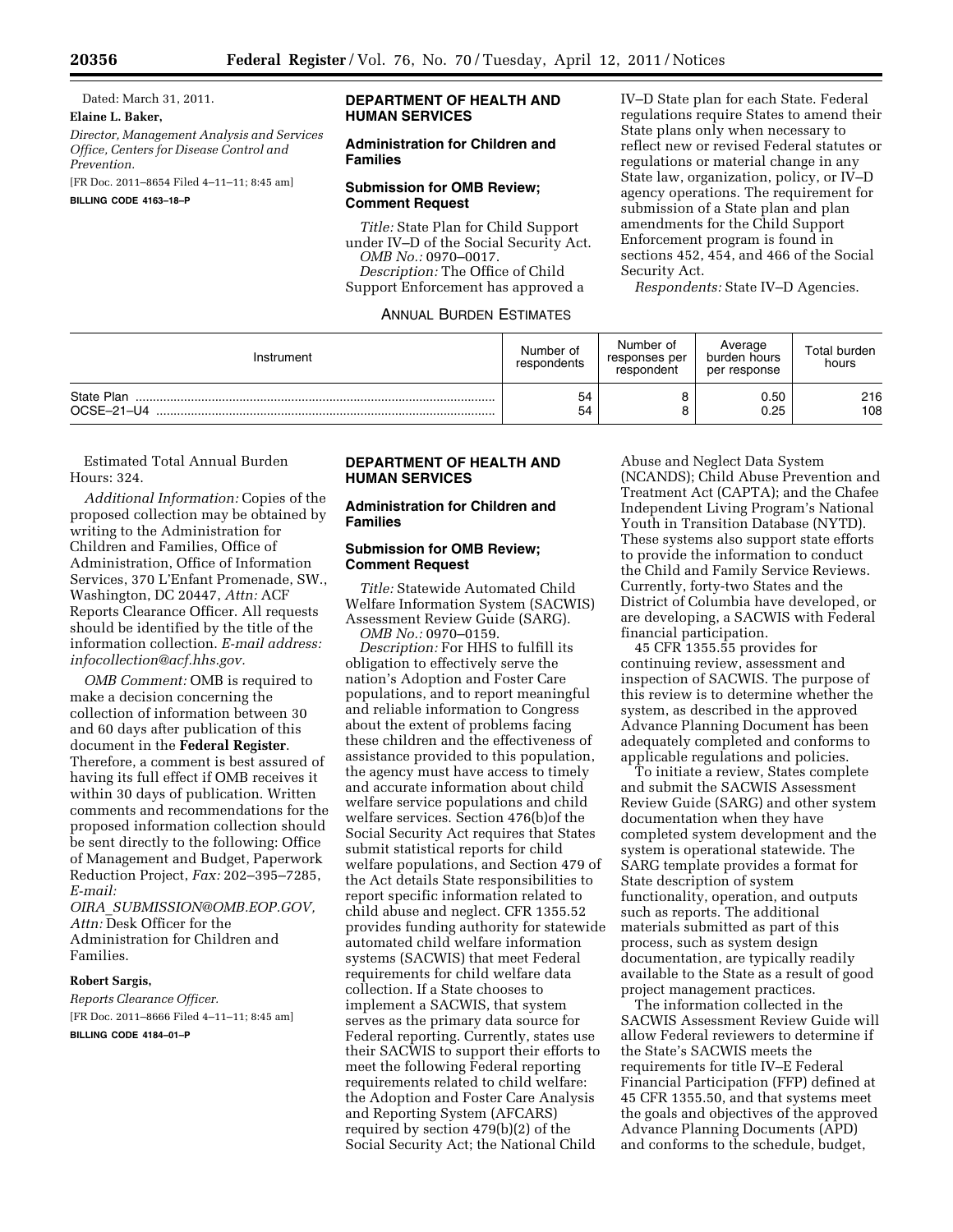Dated: March 31, 2011.

**Elaine L. Baker,**

*Director, Management Analysis and Services Office, Centers for Disease Control and Prevention.*

[FR Doc. 2011–8654 Filed 4–11–11; 8:45 am]

**BILLING CODE 4163–18–P**

## DEPARTMENT OF HEALTH AND HUMAN SERVICES

### Administration for Children and Families

### Submission for OMB Review; Comment Request

*Title:* State Plan for Child Support under IV–D of the Social Security Act.

*OMB No.:* 0970–0017.

*Description:* The Office of Child Support Enforcement has approved a IV–D State plan for each State. Federal regulations require States to amend their State plans only when necessary to reflect new or revised Federal statutes or regulations or material change in any State law, organization, policy, or IV–D agency operations. The requirement for submission of a State plan and plan amendments for the Child Support Enforcement program is found in sections 452, 454, and 466 of the Social Security Act.

*Respondents:* State IV–D Agencies.

ANNUAL BURDEN ESTIMATES

| Instrument | Number of respondents | Number of responses per respondent | Average burden hours per response | Total burden hours |
|---|---|---|---|---|
| State Plan | 54 | 8 | 0.50 | 216 |
| OCSE–21–U4 | 54 | 8 | 0.25 | 108 |

Estimated Total Annual Burden Hours: 324.

*Additional Information:* Copies of the proposed collection may be obtained by writing to the Administration for Children and Families, Office of Administration, Office of Information Services, 370 L'Enfant Promenade, SW., Washington, DC 20447, *Attn:* ACF Reports Clearance Officer. All requests should be identified by the title of the information collection. *E-mail address: infocollection@acf.hhs.gov.*

*OMB Comment:* OMB is required to make a decision concerning the collection of information between 30 and 60 days after publication of this document in the **Federal Register**. Therefore, a comment is best assured of having its full effect if OMB receives it within 30 days of publication. Written comments and recommendations for the proposed information collection should be sent directly to the following: Office of Management and Budget, Paperwork Reduction Project, *Fax:* 202–395–7285, *E-mail: OIRA_SUBMISSION@OMB.EOP.GOV, Attn:* Desk Officer for the Administration for Children and Families.

**Robert Sargis,**

*Reports Clearance Officer.*

[FR Doc. 2011–8666 Filed 4–11–11; 8:45 am]

**BILLING CODE 4184–01–P**

## DEPARTMENT OF HEALTH AND HUMAN SERVICES

### Administration for Children and Families

### Submission for OMB Review; Comment Request

*Title:* Statewide Automated Child Welfare Information System (SACWIS) Assessment Review Guide (SARG).

*OMB No.:* 0970–0159.

*Description:* For HHS to fulfill its obligation to effectively serve the nation's Adoption and Foster Care populations, and to report meaningful and reliable information to Congress about the extent of problems facing these children and the effectiveness of assistance provided to this population, the agency must have access to timely and accurate information about child welfare service populations and child welfare services. Section 476(b)of the Social Security Act requires that States submit statistical reports for child welfare populations, and Section 479 of the Act details State responsibilities to report specific information related to child abuse and neglect. CFR 1355.52 provides funding authority for statewide automated child welfare information systems (SACWIS) that meet Federal requirements for child welfare data collection. If a State chooses to implement a SACWIS, that system serves as the primary data source for Federal reporting. Currently, states use their SACWIS to support their efforts to meet the following Federal reporting requirements related to child welfare: the Adoption and Foster Care Analysis and Reporting System (AFCARS) required by section 479(b)(2) of the Social Security Act; the National Child Abuse and Neglect Data System (NCANDS); Child Abuse Prevention and Treatment Act (CAPTA); and the Chafee Independent Living Program's National Youth in Transition Database (NYTD). These systems also support state efforts to provide the information to conduct the Child and Family Service Reviews. Currently, forty-two States and the District of Columbia have developed, or are developing, a SACWIS with Federal financial participation.

45 CFR 1355.55 provides for continuing review, assessment and inspection of SACWIS. The purpose of this review is to determine whether the system, as described in the approved Advance Planning Document has been adequately completed and conforms to applicable regulations and policies.

To initiate a review, States complete and submit the SACWIS Assessment Review Guide (SARG) and other system documentation when they have completed system development and the system is operational statewide. The SARG template provides a format for State description of system functionality, operation, and outputs such as reports. The additional materials submitted as part of this process, such as system design documentation, are typically readily available to the State as a result of good project management practices.

The information collected in the SACWIS Assessment Review Guide will allow Federal reviewers to determine if the State's SACWIS meets the requirements for title IV–E Federal Financial Participation (FFP) defined at 45 CFR 1355.50, and that systems meet the goals and objectives of the approved Advance Planning Documents (APD) and conforms to the schedule, budget,